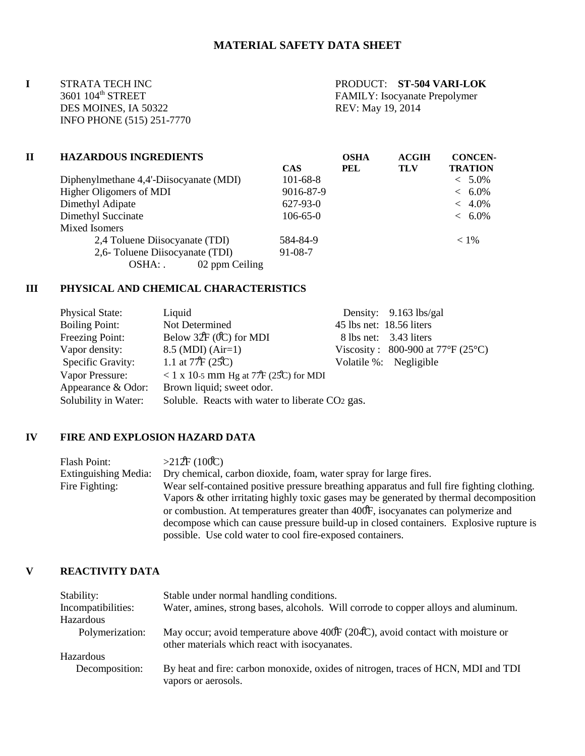# MATERIAL SAFETY DATA SHEET

## I

STRATA TECH INC
3601 104th STREET
DES MOINES, IA 50322
INFO PHONE (515) 251-7770

PRODUCT: **ST-504 VARI-LOK**
FAMILY: Isocyanate Prepolymer
REV: May 19, 2014

## II HAZARDOUS INGREDIENTS

| HAZARDOUS INGREDIENTS | CAS | OSHA PEL | ACGIH TLV | CONCEN-TRATION |
|---|---|---|---|---|
| Diphenylmethane 4,4'-Diisocyanate (MDI) | 101-68-8 | | | < 5.0% |
| Higher Oligomers of MDI | 9016-87-9 | | | < 6.0% |
| Dimethyl Adipate | 627-93-0 | | | < 4.0% |
| Dimethyl Succinate | 106-65-0 | | | < 6.0% |
| Mixed Isomers | | | | |
| 2,4 Toluene Diisocyanate (TDI) | 584-84-9 | | | < 1% |
| 2,6- Toluene Diisocyanate (TDI) | 91-08-7 | | | |
| OSHA: . 02 ppm Ceiling | | | | |

## III PHYSICAL AND CHEMICAL CHARACTERISTICS

| | | | |
|---|---|---|---|
| Physical State: | Liquid | Density: | 9.163 lbs/gal |
| Boiling Point: | Not Determined | 45 lbs net: | 18.56 liters |
| Freezing Point: | Below 32°F (0°C) for MDI | 8 lbs net: | 3.43 liters |
| Vapor density: | 8.5 (MDI) (Air=1) | Viscosity : | 800-900 at 77°F (25°C) |
| Specific Gravity: | 1.1 at 77°F (25°C) | Volatile %: | Negligible |
| Vapor Pressure: | $< 1 \times 10^{-5}$ mm Hg at 77°F (25°C) for MDI | | |
| Appearance & Odor: | Brown liquid; sweet odor. | | |
| Solubility in Water: | Soluble. Reacts with water to liberate $CO_2$ gas. | | |

## IV FIRE AND EXPLOSION HAZARD DATA

Flash Point: >212°F (100°C)

Extinguishing Media: Dry chemical, carbon dioxide, foam, water spray for large fires.

Fire Fighting: Wear self-contained positive pressure breathing apparatus and full fire fighting clothing. Vapors & other irritating highly toxic gases may be generated by thermal decomposition or combustion. At temperatures greater than 400°F, isocyanates can polymerize and decompose which can cause pressure build-up in closed containers. Explosive rupture is possible. Use cold water to cool fire-exposed containers.

## V REACTIVITY DATA

Stability: Stable under normal handling conditions.

Incompatibilities: Water, amines, strong bases, alcohols. Will corrode to copper alloys and aluminum.

Hazardous Polymerization: May occur; avoid temperature above 400°F (204°C), avoid contact with moisture or other materials which react with isocyanates.

Hazardous Decomposition: By heat and fire: carbon monoxide, oxides of nitrogen, traces of HCN, MDI and TDI vapors or aerosols.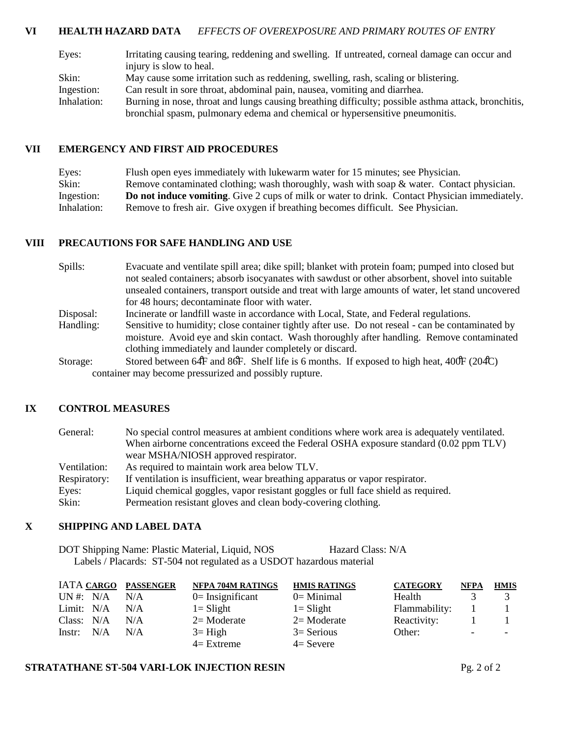## VI HEALTH HAZARD DATA *EFFECTS OF OVEREXPOSURE AND PRIMARY ROUTES OF ENTRY*

Eyes: Irritating causing tearing, reddening and swelling. If untreated, corneal damage can occur and injury is slow to heal.

Skin: May cause some irritation such as reddening, swelling, rash, scaling or blistering.

Ingestion: Can result in sore throat, abdominal pain, nausea, vomiting and diarrhea.

Inhalation: Burning in nose, throat and lungs causing breathing difficulty; possible asthma attack, bronchitis, bronchial spasm, pulmonary edema and chemical or hypersensitive pneumonitis.

## VII EMERGENCY AND FIRST AID PROCEDURES

Eyes: Flush open eyes immediately with lukewarm water for 15 minutes; see Physician.

Skin: Remove contaminated clothing; wash thoroughly, wash with soap & water. Contact physician.

Ingestion: **Do not induce vomiting**. Give 2 cups of milk or water to drink. Contact Physician immediately.

Inhalation: Remove to fresh air. Give oxygen if breathing becomes difficult. See Physician.

## VIII PRECAUTIONS FOR SAFE HANDLING AND USE

Spills: Evacuate and ventilate spill area; dike spill; blanket with protein foam; pumped into closed but not sealed containers; absorb isocyanates with sawdust or other absorbent, shovel into suitable unsealed containers, transport outside and treat with large amounts of water, let stand uncovered for 48 hours; decontaminate floor with water.

Disposal: Incinerate or landfill waste in accordance with Local, State, and Federal regulations.

Handling: Sensitive to humidity; close container tightly after use. Do not reseal - can be contaminated by moisture. Avoid eye and skin contact. Wash thoroughly after handling. Remove contaminated clothing immediately and launder completely or discard.

Storage: Stored between 64°F and 86°F. Shelf life is 6 months. If exposed to high heat, 400°F (204°C) container may become pressurized and possibly rupture.

## IX CONTROL MEASURES

General: No special control measures at ambient conditions where work area is adequately ventilated. When airborne concentrations exceed the Federal OSHA exposure standard (0.02 ppm TLV) wear MSHA/NIOSH approved respirator.

Ventilation: As required to maintain work area below TLV.

Respiratory: If ventilation is insufficient, wear breathing apparatus or vapor respirator.

Eyes: Liquid chemical goggles, vapor resistant goggles or full face shield as required.

Skin: Permeation resistant gloves and clean body-covering clothing.

## X SHIPPING AND LABEL DATA

DOT Shipping Name: Plastic Material, Liquid, NOS Hazard Class: N/A

Labels / Placards: ST-504 not regulated as a USDOT hazardous material

| IATA | CARGO | PASSENGER | NFPA 704M RATINGS | HMIS RATINGS | CATEGORY | NFPA | HMIS |
|---|---|---|---|---|---|---|---|
| UN #: | N/A | N/A | 0= Insignificant | 0= Minimal | Health | 3 | 3 |
| Limit: | N/A | N/A | 1= Slight | 1= Slight | Flammability: | 1 | 1 |
| Class: | N/A | N/A | 2= Moderate | 2= Moderate | Reactivity: | 1 | 1 |
| Instr: | N/A | N/A | 3= High | 3= Serious | Other: | - | - |
| | | | 4= Extreme | 4= Severe | | | |

**STRATATHANE ST-504 VARI-LOK INJECTION RESIN**